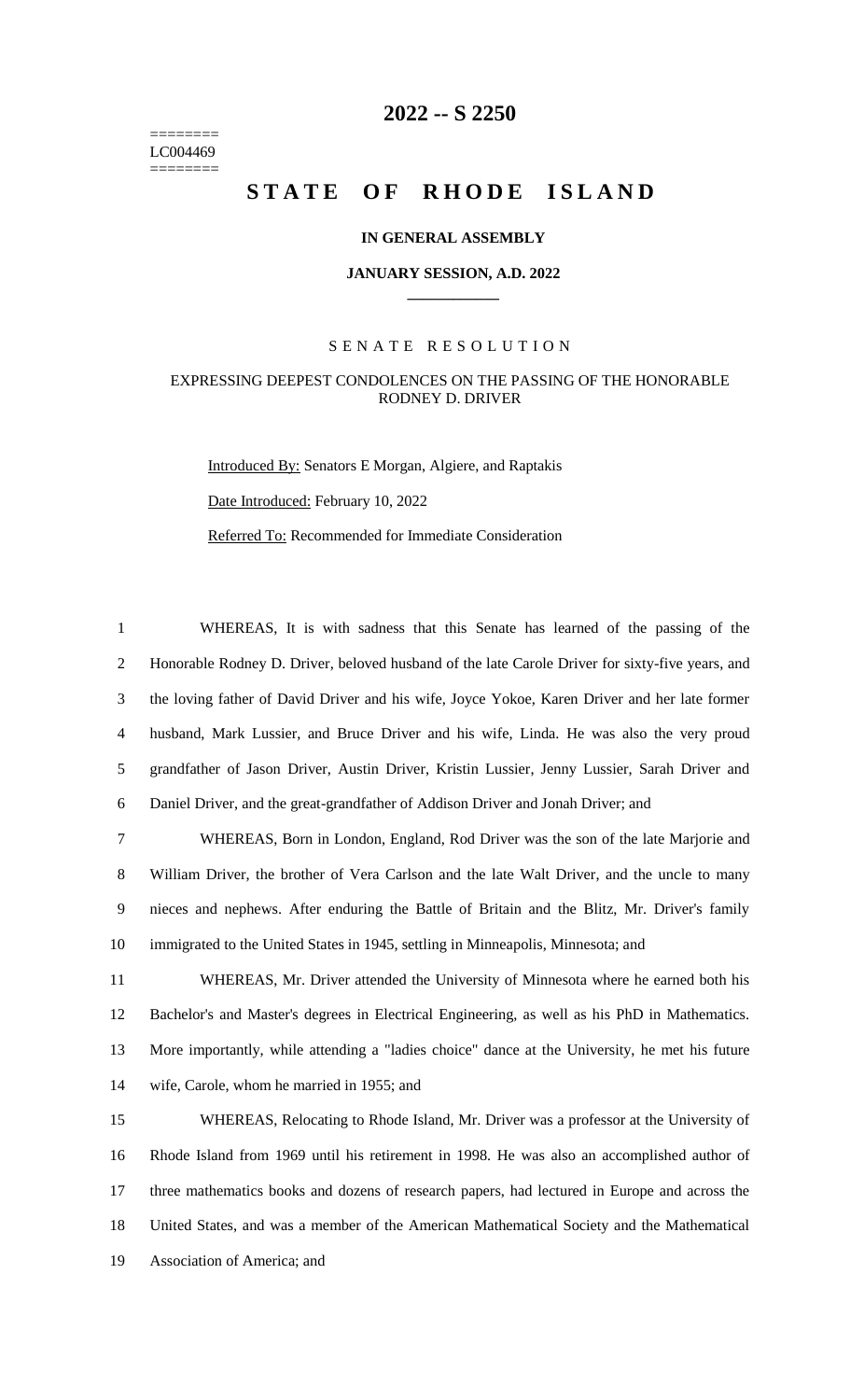========
LC004469
========

# 2022 -- S 2250

# STATE OF RHODE ISLAND

**IN GENERAL ASSEMBLY**

**JANUARY SESSION, A.D. 2022**

SENATE RESOLUTION

EXPRESSING DEEPEST CONDOLENCES ON THE PASSING OF THE HONORABLE RODNEY D. DRIVER

Introduced By: Senators E Morgan, Algiere, and Raptakis

Date Introduced: February 10, 2022

Referred To: Recommended for Immediate Consideration

1 WHEREAS, It is with sadness that this Senate has learned of the passing of the
2 Honorable Rodney D. Driver, beloved husband of the late Carole Driver for sixty-five years, and
3 the loving father of David Driver and his wife, Joyce Yokoe, Karen Driver and her late former
4 husband, Mark Lussier, and Bruce Driver and his wife, Linda. He was also the very proud
5 grandfather of Jason Driver, Austin Driver, Kristin Lussier, Jenny Lussier, Sarah Driver and
6 Daniel Driver, and the great-grandfather of Addison Driver and Jonah Driver; and

7 WHEREAS, Born in London, England, Rod Driver was the son of the late Marjorie and
8 William Driver, the brother of Vera Carlson and the late Walt Driver, and the uncle to many
9 nieces and nephews. After enduring the Battle of Britain and the Blitz, Mr. Driver's family
10 immigrated to the United States in 1945, settling in Minneapolis, Minnesota; and

11 WHEREAS, Mr. Driver attended the University of Minnesota where he earned both his
12 Bachelor's and Master's degrees in Electrical Engineering, as well as his PhD in Mathematics.
13 More importantly, while attending a "ladies choice" dance at the University, he met his future
14 wife, Carole, whom he married in 1955; and

15 WHEREAS, Relocating to Rhode Island, Mr. Driver was a professor at the University of
16 Rhode Island from 1969 until his retirement in 1998. He was also an accomplished author of
17 three mathematics books and dozens of research papers, had lectured in Europe and across the
18 United States, and was a member of the American Mathematical Society and the Mathematical
19 Association of America; and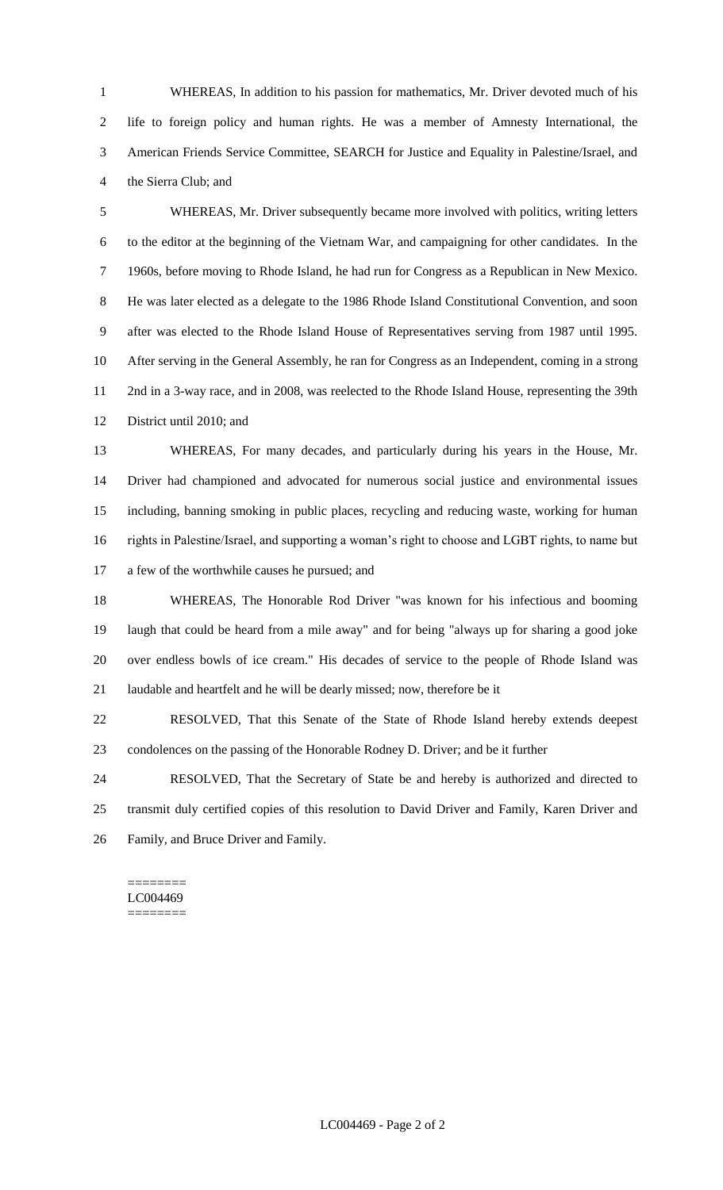WHEREAS, In addition to his passion for mathematics, Mr. Driver devoted much of his life to foreign policy and human rights. He was a member of Amnesty International, the American Friends Service Committee, SEARCH for Justice and Equality in Palestine/Israel, and the Sierra Club; and

WHEREAS, Mr. Driver subsequently became more involved with politics, writing letters to the editor at the beginning of the Vietnam War, and campaigning for other candidates. In the 1960s, before moving to Rhode Island, he had run for Congress as a Republican in New Mexico. He was later elected as a delegate to the 1986 Rhode Island Constitutional Convention, and soon after was elected to the Rhode Island House of Representatives serving from 1987 until 1995. After serving in the General Assembly, he ran for Congress as an Independent, coming in a strong 2nd in a 3-way race, and in 2008, was reelected to the Rhode Island House, representing the 39th District until 2010; and

WHEREAS, For many decades, and particularly during his years in the House, Mr. Driver had championed and advocated for numerous social justice and environmental issues including, banning smoking in public places, recycling and reducing waste, working for human rights in Palestine/Israel, and supporting a woman's right to choose and LGBT rights, to name but a few of the worthwhile causes he pursued; and

WHEREAS, The Honorable Rod Driver "was known for his infectious and booming laugh that could be heard from a mile away" and for being "always up for sharing a good joke over endless bowls of ice cream." His decades of service to the people of Rhode Island was laudable and heartfelt and he will be dearly missed; now, therefore be it

RESOLVED, That this Senate of the State of Rhode Island hereby extends deepest condolences on the passing of the Honorable Rodney D. Driver; and be it further

RESOLVED, That the Secretary of State be and hereby is authorized and directed to transmit duly certified copies of this resolution to David Driver and Family, Karen Driver and Family, and Bruce Driver and Family.

========
LC004469
========